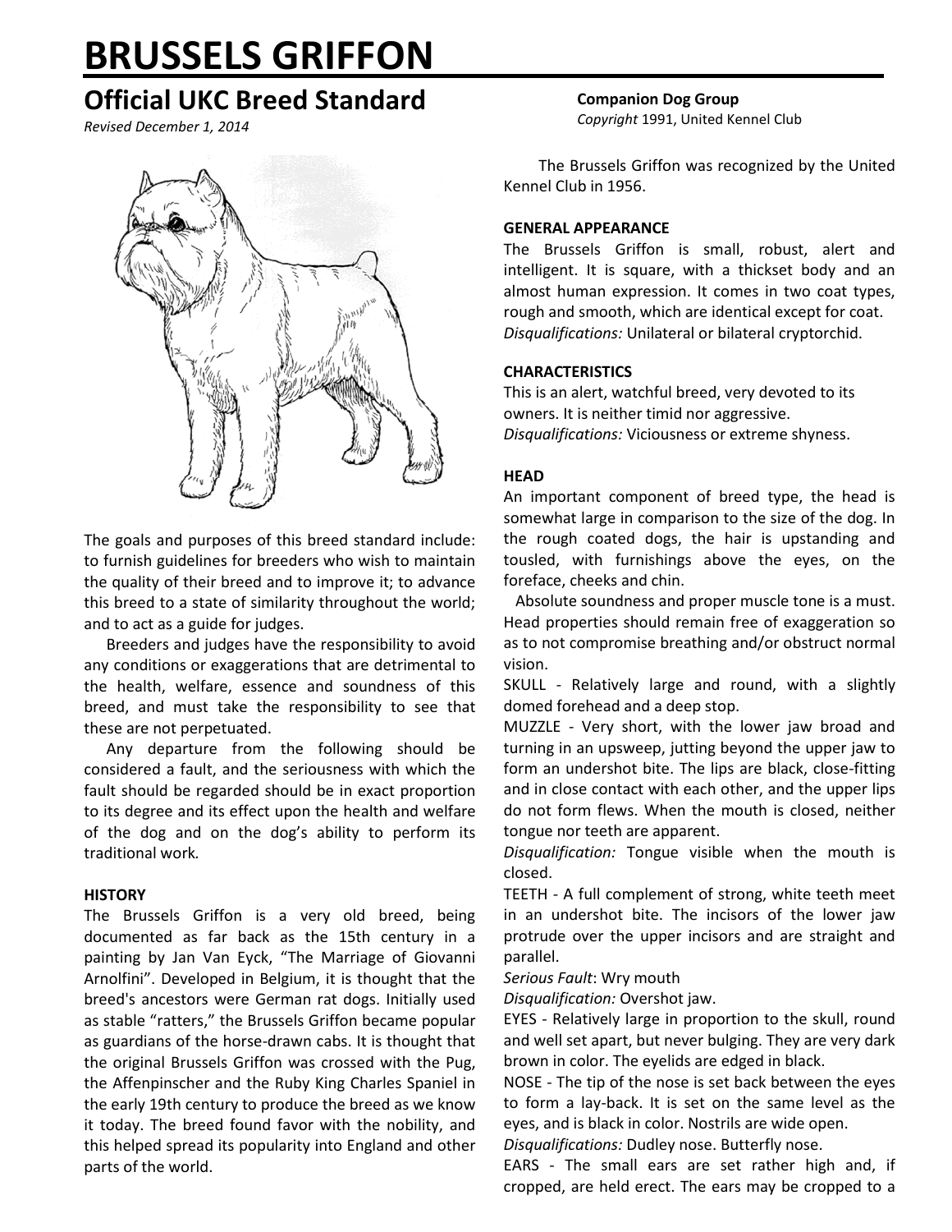# BRUSSELS GRIFFON

## Official UKC Breed Standard

*Revised December 1, 2014*

**Companion Dog Group**

*Copyright* 1991, United Kennel Club

The goals and purposes of this breed standard include: to furnish guidelines for breeders who wish to maintain the quality of their breed and to improve it; to advance this breed to a state of similarity throughout the world; and to act as a guide for judges.

Breeders and judges have the responsibility to avoid any conditions or exaggerations that are detrimental to the health, welfare, essence and soundness of this breed, and must take the responsibility to see that these are not perpetuated.

Any departure from the following should be considered a fault, and the seriousness with which the fault should be regarded should be in exact proportion to its degree and its effect upon the health and welfare of the dog and on the dog's ability to perform its traditional work.

**HISTORY**

The Brussels Griffon is a very old breed, being documented as far back as the 15th century in a painting by Jan Van Eyck, "The Marriage of Giovanni Arnolfini". Developed in Belgium, it is thought that the breed's ancestors were German rat dogs. Initially used as stable "ratters," the Brussels Griffon became popular as guardians of the horse-drawn cabs. It is thought that the original Brussels Griffon was crossed with the Pug, the Affenpinscher and the Ruby King Charles Spaniel in the early 19th century to produce the breed as we know it today. The breed found favor with the nobility, and this helped spread its popularity into England and other parts of the world.

The Brussels Griffon was recognized by the United Kennel Club in 1956.

**GENERAL APPEARANCE**

The Brussels Griffon is small, robust, alert and intelligent. It is square, with a thickset body and an almost human expression. It comes in two coat types, rough and smooth, which are identical except for coat.

*Disqualifications:* Unilateral or bilateral cryptorchid.

**CHARACTERISTICS**

This is an alert, watchful breed, very devoted to its owners. It is neither timid nor aggressive.

*Disqualifications:* Viciousness or extreme shyness.

**HEAD**

An important component of breed type, the head is somewhat large in comparison to the size of the dog. In the rough coated dogs, the hair is upstanding and tousled, with furnishings above the eyes, on the foreface, cheeks and chin.

Absolute soundness and proper muscle tone is a must. Head properties should remain free of exaggeration so as to not compromise breathing and/or obstruct normal vision.

SKULL - Relatively large and round, with a slightly domed forehead and a deep stop.

MUZZLE - Very short, with the lower jaw broad and turning in an upsweep, jutting beyond the upper jaw to form an undershot bite. The lips are black, close-fitting and in close contact with each other, and the upper lips do not form flews. When the mouth is closed, neither tongue nor teeth are apparent.

*Disqualification:* Tongue visible when the mouth is closed.

TEETH - A full complement of strong, white teeth meet in an undershot bite. The incisors of the lower jaw protrude over the upper incisors and are straight and parallel.

*Serious Fault*: Wry mouth

*Disqualification:* Overshot jaw.

EYES - Relatively large in proportion to the skull, round and well set apart, but never bulging. They are very dark brown in color. The eyelids are edged in black.

NOSE - The tip of the nose is set back between the eyes to form a lay-back. It is set on the same level as the eyes, and is black in color. Nostrils are wide open.

*Disqualifications:* Dudley nose. Butterfly nose.

EARS - The small ears are set rather high and, if cropped, are held erect. The ears may be cropped to a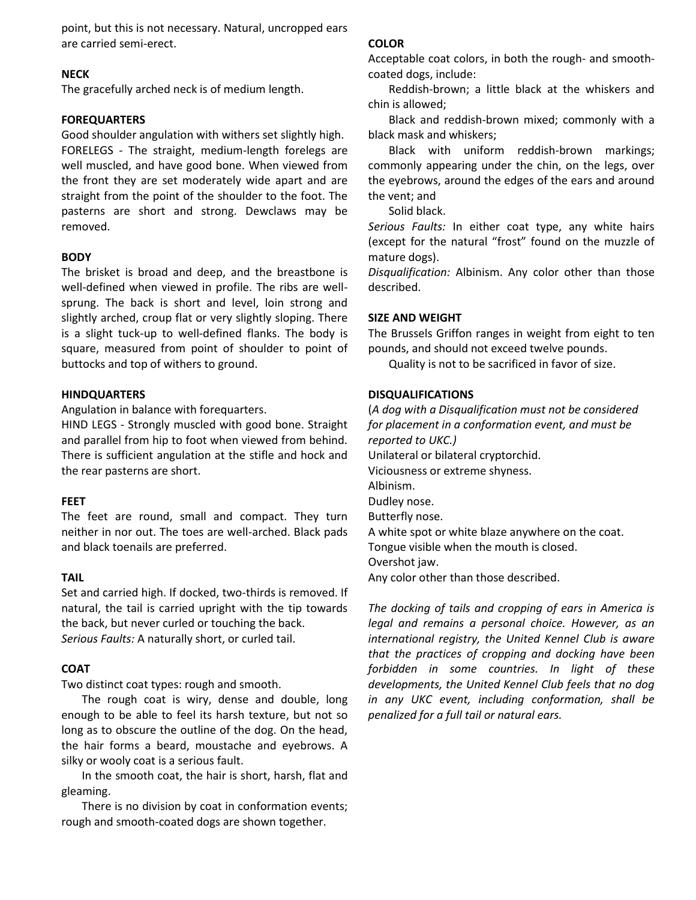point, but this is not necessary. Natural, uncropped ears are carried semi-erect.

**NECK**

The gracefully arched neck is of medium length.

**FOREQUARTERS**

Good shoulder angulation with withers set slightly high.

FORELEGS - The straight, medium-length forelegs are well muscled, and have good bone. When viewed from the front they are set moderately wide apart and are straight from the point of the shoulder to the foot. The pasterns are short and strong. Dewclaws may be removed.

**BODY**

The brisket is broad and deep, and the breastbone is well-defined when viewed in profile. The ribs are well-sprung. The back is short and level, loin strong and slightly arched, croup flat or very slightly sloping. There is a slight tuck-up to well-defined flanks. The body is square, measured from point of shoulder to point of buttocks and top of withers to ground.

**HINDQUARTERS**

Angulation in balance with forequarters.

HIND LEGS - Strongly muscled with good bone. Straight and parallel from hip to foot when viewed from behind. There is sufficient angulation at the stifle and hock and the rear pasterns are short.

**FEET**

The feet are round, small and compact. They turn neither in nor out. The toes are well-arched. Black pads and black toenails are preferred.

**TAIL**

Set and carried high. If docked, two-thirds is removed. If natural, the tail is carried upright with the tip towards the back, but never curled or touching the back.

*Serious Faults:* A naturally short, or curled tail.

**COAT**

Two distinct coat types: rough and smooth.

The rough coat is wiry, dense and double, long enough to be able to feel its harsh texture, but not so long as to obscure the outline of the dog. On the head, the hair forms a beard, moustache and eyebrows. A silky or wooly coat is a serious fault.

In the smooth coat, the hair is short, harsh, flat and gleaming.

There is no division by coat in conformation events; rough and smooth-coated dogs are shown together.

**COLOR**

Acceptable coat colors, in both the rough- and smooth-coated dogs, include:

Reddish-brown; a little black at the whiskers and chin is allowed;

Black and reddish-brown mixed; commonly with a black mask and whiskers;

Black with uniform reddish-brown markings; commonly appearing under the chin, on the legs, over the eyebrows, around the edges of the ears and around the vent; and

Solid black.

*Serious Faults:* In either coat type, any white hairs (except for the natural "frost" found on the muzzle of mature dogs).

*Disqualification:* Albinism. Any color other than those described.

**SIZE AND WEIGHT**

The Brussels Griffon ranges in weight from eight to ten pounds, and should not exceed twelve pounds.

Quality is not to be sacrificed in favor of size.

**DISQUALIFICATIONS**

(*A dog with a Disqualification must not be considered for placement in a conformation event, and must be reported to UKC.)*

Unilateral or bilateral cryptorchid.

Viciousness or extreme shyness.

Albinism.

Dudley nose.

Butterfly nose.

A white spot or white blaze anywhere on the coat.

Tongue visible when the mouth is closed.

Overshot jaw.

Any color other than those described.

*The docking of tails and cropping of ears in America is legal and remains a personal choice. However, as an international registry, the United Kennel Club is aware that the practices of cropping and docking have been forbidden in some countries. In light of these developments, the United Kennel Club feels that no dog in any UKC event, including conformation, shall be penalized for a full tail or natural ears.*